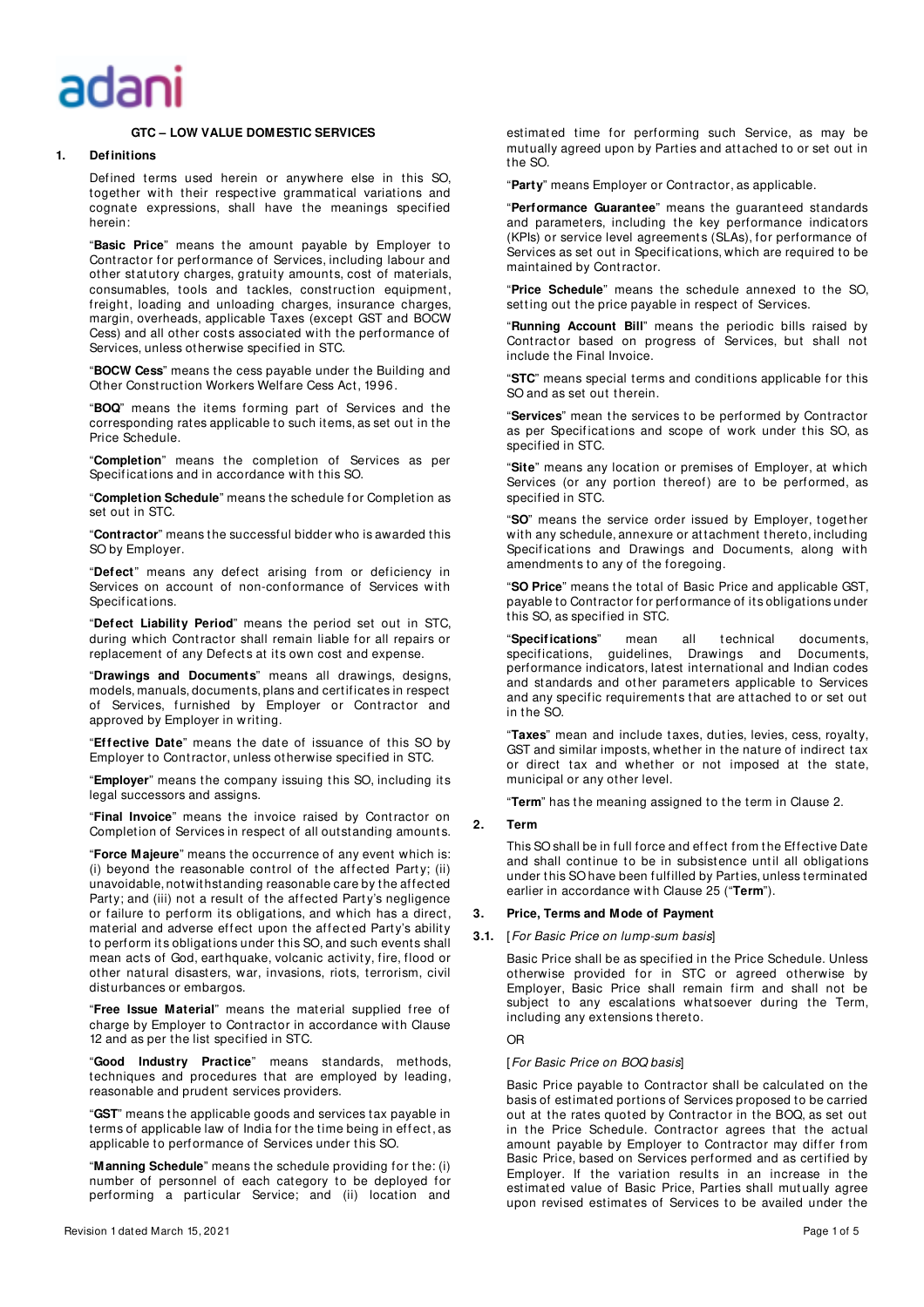# GTC – LOW VALUE DOMESTIC SERVICES

## 1. Definitions

Defined terms used herein or anywhere else in this SO, together with their respective grammatical variations and cognate expressions, shall have the meanings specified herein:

"**Basic Price**" means the amount payable by Employer to Contractor for performance of Services, including labour and other statutory charges, gratuity amounts, cost of materials, consumables, tools and tackles, construction equipment, freight, loading and unloading charges, insurance charges, margin, overheads, applicable Taxes (except GST and BOCW Cess) and all other costs associated with the performance of Services, unless otherwise specified in STC.

"**BOCW Cess**" means the cess payable under the Building and Other Construction Workers Welfare Cess Act, 1996.

"**BOQ**" means the items forming part of Services and the corresponding rates applicable to such items, as set out in the Price Schedule.

"**Completion**" means the completion of Services as per Specifications and in accordance with this SO.

"**Completion Schedule**" means the schedule for Completion as set out in STC.

"**Contractor**" means the successful bidder who is awarded this SO by Employer.

"**Defect**" means any defect arising from or deficiency in Services on account of non-conformance of Services with Specifications.

"**Defect Liability Period**" means the period set out in STC, during which Contractor shall remain liable for all repairs or replacement of any Defects at its own cost and expense.

"**Drawings and Documents**" means all drawings, designs, models, manuals, documents, plans and certificates in respect of Services, furnished by Employer or Contractor and approved by Employer in writing.

"**Effective Date**" means the date of issuance of this SO by Employer to Contractor, unless otherwise specified in STC.

"**Employer**" means the company issuing this SO, including its legal successors and assigns.

"**Final Invoice**" means the invoice raised by Contractor on Completion of Services in respect of all outstanding amounts.

"**Force Majeure**" means the occurrence of any event which is: (i) beyond the reasonable control of the affected Party; (ii) unavoidable, notwithstanding reasonable care by the affected Party; and (iii) not a result of the affected Party's negligence or failure to perform its obligations, and which has a direct, material and adverse effect upon the affected Party's ability to perform its obligations under this SO, and such events shall mean acts of God, earthquake, volcanic activity, fire, flood or other natural disasters, war, invasions, riots, terrorism, civil disturbances or embargos.

"**Free Issue Material**" means the material supplied free of charge by Employer to Contractor in accordance with Clause 12 and as per the list specified in STC.

"**Good Industry Practice**" means standards, methods, techniques and procedures that are employed by leading, reasonable and prudent services providers.

"**GST**" means the applicable goods and services tax payable in terms of applicable law of India for the time being in effect, as applicable to performance of Services under this SO.

"**Manning Schedule**" means the schedule providing for the: (i) number of personnel of each category to be deployed for performing a particular Service; and (ii) location and estimated time for performing such Service, as may be mutually agreed upon by Parties and attached to or set out in the SO.

"**Party**" means Employer or Contractor, as applicable.

"**Performance Guarantee**" means the guaranteed standards and parameters, including the key performance indicators (KPIs) or service level agreements (SLAs), for performance of Services as set out in Specifications, which are required to be maintained by Contractor.

"**Price Schedule**" means the schedule annexed to the SO, setting out the price payable in respect of Services.

"**Running Account Bill**" means the periodic bills raised by Contractor based on progress of Services, but shall not include the Final Invoice.

"**STC**" means special terms and conditions applicable for this SO and as set out therein.

"**Services**" mean the services to be performed by Contractor as per Specifications and scope of work under this SO, as specified in STC.

"**Site**" means any location or premises of Employer, at which Services (or any portion thereof) are to be performed, as specified in STC.

"**SO**" means the service order issued by Employer, together with any schedule, annexure or attachment thereto, including Specifications and Drawings and Documents, along with amendments to any of the foregoing.

"**SO Price**" means the total of Basic Price and applicable GST, payable to Contractor for performance of its obligations under this SO, as specified in STC.

"**Specifications**" mean all technical documents, specifications, guidelines, Drawings and Documents, performance indicators, latest international and Indian codes and standards and other parameters applicable to Services and any specific requirements that are attached to or set out in the SO.

"**Taxes**" mean and include taxes, duties, levies, cess, royalty, GST and similar imposts, whether in the nature of indirect tax or direct tax and whether or not imposed at the state, municipal or any other level.

"**Term**" has the meaning assigned to the term in Clause 2.

## 2. Term

This SO shall be in full force and effect from the Effective Date and shall continue to be in subsistence until all obligations under this SO have been fulfilled by Parties, unless terminated earlier in accordance with Clause 25 ("**Term**").

## 3. Price, Terms and Mode of Payment

**3.1.** [*For Basic Price on lump-sum basis*]

Basic Price shall be as specified in the Price Schedule. Unless otherwise provided for in STC or agreed otherwise by Employer, Basic Price shall remain firm and shall not be subject to any escalations whatsoever during the Term, including any extensions thereto.

OR

[*For Basic Price on BOQ basis*]

Basic Price payable to Contractor shall be calculated on the basis of estimated portions of Services proposed to be carried out at the rates quoted by Contractor in the BOQ, as set out in the Price Schedule. Contractor agrees that the actual amount payable by Employer to Contractor may differ from Basic Price, based on Services performed and as certified by Employer. If the variation results in an increase in the estimated value of Basic Price, Parties shall mutually agree upon revised estimates of Services to be availed under the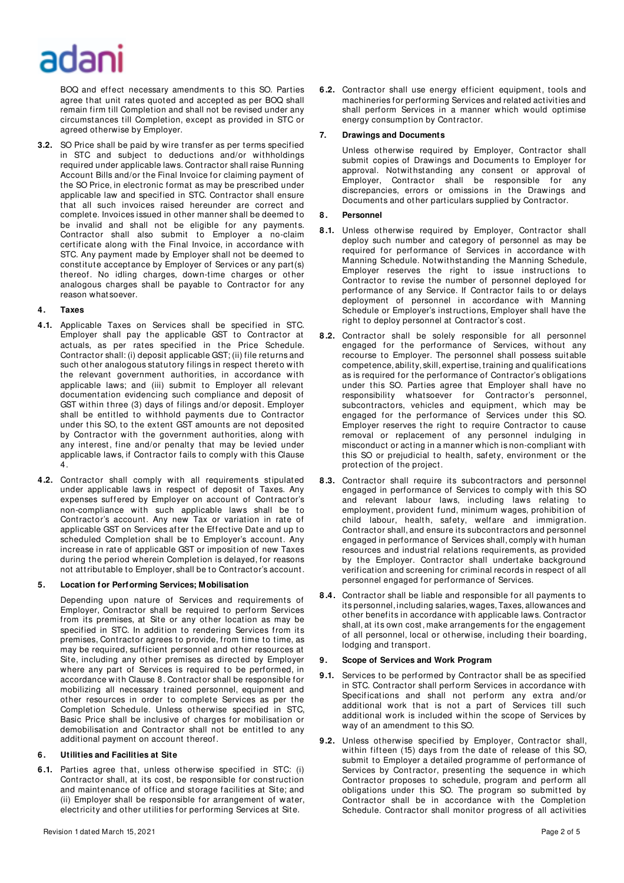BOQ and effect necessary amendments to this SO. Parties agree that unit rates quoted and accepted as per BOQ shall remain firm till Completion and shall not be revised under any circumstances till Completion, except as provided in STC or agreed otherwise by Employer.

**3.2.** SO Price shall be paid by wire transfer as per terms specified in STC and subject to deductions and/or withholdings required under applicable laws. Contractor shall raise Running Account Bills and/or the Final Invoice for claiming payment of the SO Price, in electronic format as may be prescribed under applicable law and specified in STC. Contractor shall ensure that all such invoices raised hereunder are correct and complete. Invoices issued in other manner shall be deemed to be invalid and shall not be eligible for any payments. Contractor shall also submit to Employer a no-claim certificate along with the Final Invoice, in accordance with STC. Any payment made by Employer shall not be deemed to constitute acceptance by Employer of Services or any part(s) thereof. No idling charges, down-time charges or other analogous charges shall be payable to Contractor for any reason whatsoever.

## 4. Taxes

**4.1.** Applicable Taxes on Services shall be specified in STC. Employer shall pay the applicable GST to Contractor at actuals, as per rates specified in the Price Schedule. Contractor shall: (i) deposit applicable GST; (ii) file returns and such other analogous statutory filings in respect thereto with the relevant government authorities, in accordance with applicable laws; and (iii) submit to Employer all relevant documentation evidencing such compliance and deposit of GST within three (3) days of filings and/or deposit. Employer shall be entitled to withhold payments due to Contractor under this SO, to the extent GST amounts are not deposited by Contractor with the government authorities, along with any interest, fine and/or penalty that may be levied under applicable laws, if Contractor fails to comply with this Clause 4.

**4.2.** Contractor shall comply with all requirements stipulated under applicable laws in respect of deposit of Taxes. Any expenses suffered by Employer on account of Contractor's non-compliance with such applicable laws shall be to Contractor's account. Any new Tax or variation in rate of applicable GST on Services after the Effective Date and up to scheduled Completion shall be to Employer's account. Any increase in rate of applicable GST or imposition of new Taxes during the period wherein Completion is delayed, for reasons not attributable to Employer, shall be to Contractor's account.

## 5. Location for Performing Services; Mobilisation

Depending upon nature of Services and requirements of Employer, Contractor shall be required to perform Services from its premises, at Site or any other location as may be specified in STC. In addition to rendering Services from its premises, Contractor agrees to provide, from time to time, as may be required, sufficient personnel and other resources at Site, including any other premises as directed by Employer where any part of Services is required to be performed, in accordance with Clause 8. Contractor shall be responsible for mobilizing all necessary trained personnel, equipment and other resources in order to complete Services as per the Completion Schedule. Unless otherwise specified in STC, Basic Price shall be inclusive of charges for mobilisation or demobilisation and Contractor shall not be entitled to any additional payment on account thereof.

## 6. Utilities and Facilities at Site

**6.1.** Parties agree that, unless otherwise specified in STC: (i) Contractor shall, at its cost, be responsible for construction and maintenance of office and storage facilities at Site; and (ii) Employer shall be responsible for arrangement of water, electricity and other utilities for performing Services at Site.

**6.2.** Contractor shall use energy efficient equipment, tools and machineries for performing Services and related activities and shall perform Services in a manner which would optimise energy consumption by Contractor.

## 7. Drawings and Documents

Unless otherwise required by Employer, Contractor shall submit copies of Drawings and Documents to Employer for approval. Notwithstanding any consent or approval of Employer, Contractor shall be responsible for any discrepancies, errors or omissions in the Drawings and Documents and other particulars supplied by Contractor.

## 8. Personnel

**8.1.** Unless otherwise required by Employer, Contractor shall deploy such number and category of personnel as may be required for performance of Services in accordance with Manning Schedule. Notwithstanding the Manning Schedule, Employer reserves the right to issue instructions to Contractor to revise the number of personnel deployed for performance of any Service. If Contractor fails to or delays deployment of personnel in accordance with Manning Schedule or Employer's instructions, Employer shall have the right to deploy personnel at Contractor's cost.

**8.2.** Contractor shall be solely responsible for all personnel engaged for the performance of Services, without any recourse to Employer. The personnel shall possess suitable competence, ability, skill, expertise, training and qualifications as is required for the performance of Contractor's obligations under this SO. Parties agree that Employer shall have no responsibility whatsoever for Contractor's personnel, subcontractors, vehicles and equipment, which may be engaged for the performance of Services under this SO. Employer reserves the right to require Contractor to cause removal or replacement of any personnel indulging in misconduct or acting in a manner which is non-compliant with this SO or prejudicial to health, safety, environment or the protection of the project.

**8.3.** Contractor shall require its subcontractors and personnel engaged in performance of Services to comply with this SO and relevant labour laws, including laws relating to employment, provident fund, minimum wages, prohibition of child labour, health, safety, welfare and immigration. Contractor shall, and ensure its subcontractors and personnel engaged in performance of Services shall, comply with human resources and industrial relations requirements, as provided by the Employer. Contractor shall undertake background verification and screening for criminal records in respect of all personnel engaged for performance of Services.

**8.4.** Contractor shall be liable and responsible for all payments to its personnel, including salaries, wages, Taxes, allowances and other benefits in accordance with applicable laws. Contractor shall, at its own cost, make arrangements for the engagement of all personnel, local or otherwise, including their boarding, lodging and transport.

## 9. Scope of Services and Work Program

**9.1.** Services to be performed by Contractor shall be as specified in STC. Contractor shall perform Services in accordance with Specifications and shall not perform any extra and/or additional work that is not a part of Services till such additional work is included within the scope of Services by way of an amendment to this SO.

**9.2.** Unless otherwise specified by Employer, Contractor shall, within fifteen (15) days from the date of release of this SO, submit to Employer a detailed programme of performance of Services by Contractor, presenting the sequence in which Contractor proposes to schedule, program and perform all obligations under this SO. The program so submitted by Contractor shall be in accordance with the Completion Schedule. Contractor shall monitor progress of all activities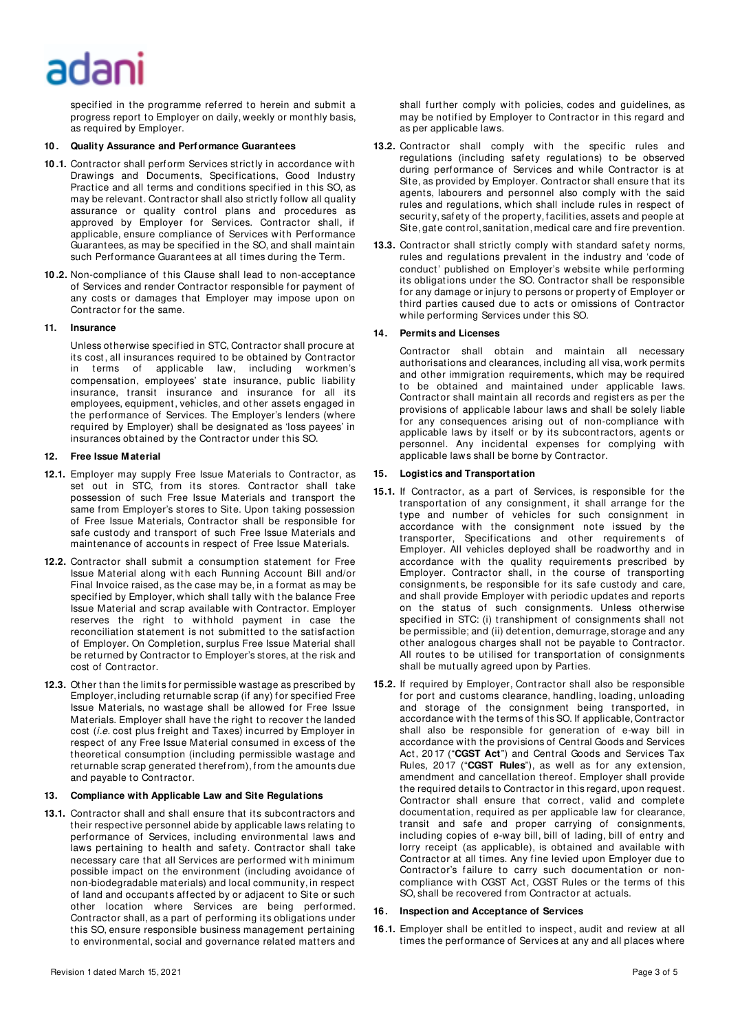specified in the programme referred to herein and submit a progress report to Employer on daily, weekly or monthly basis, as required by Employer.

**10. Quality Assurance and Performance Guarantees**

**10.1.** Contractor shall perform Services strictly in accordance with Drawings and Documents, Specifications, Good Industry Practice and all terms and conditions specified in this SO, as may be relevant. Contractor shall also strictly follow all quality assurance or quality control plans and procedures as approved by Employer for Services. Contractor shall, if applicable, ensure compliance of Services with Performance Guarantees, as may be specified in the SO, and shall maintain such Performance Guarantees at all times during the Term.

**10.2.** Non-compliance of this Clause shall lead to non-acceptance of Services and render Contractor responsible for payment of any costs or damages that Employer may impose upon on Contractor for the same.

**11. Insurance**

Unless otherwise specified in STC, Contractor shall procure at its cost, all insurances required to be obtained by Contractor in terms of applicable law, including workmen's compensation, employees' state insurance, public liability insurance, transit insurance and insurance for all its employees, equipment, vehicles, and other assets engaged in the performance of Services. The Employer's lenders (where required by Employer) shall be designated as 'loss payees' in insurances obtained by the Contractor under this SO.

**12. Free Issue Material**

**12.1.** Employer may supply Free Issue Materials to Contractor, as set out in STC, from its stores. Contractor shall take possession of such Free Issue Materials and transport the same from Employer's stores to Site. Upon taking possession of Free Issue Materials, Contractor shall be responsible for safe custody and transport of such Free Issue Materials and maintenance of accounts in respect of Free Issue Materials.

**12.2.** Contractor shall submit a consumption statement for Free Issue Material along with each Running Account Bill and/or Final Invoice raised, as the case may be, in a format as may be specified by Employer, which shall tally with the balance Free Issue Material and scrap available with Contractor. Employer reserves the right to withhold payment in case the reconciliation statement is not submitted to the satisfaction of Employer. On Completion, surplus Free Issue Material shall be returned by Contractor to Employer's stores, at the risk and cost of Contractor.

**12.3.** Other than the limits for permissible wastage as prescribed by Employer, including returnable scrap (if any) for specified Free Issue Materials, no wastage shall be allowed for Free Issue Materials. Employer shall have the right to recover the landed cost (*i.e.* cost plus freight and Taxes) incurred by Employer in respect of any Free Issue Material consumed in excess of the theoretical consumption (including permissible wastage and returnable scrap generated therefrom), from the amounts due and payable to Contractor.

**13. Compliance with Applicable Law and Site Regulations**

**13.1.** Contractor shall and shall ensure that its subcontractors and their respective personnel abide by applicable laws relating to performance of Services, including environmental laws and laws pertaining to health and safety. Contractor shall take necessary care that all Services are performed with minimum possible impact on the environment (including avoidance of non-biodegradable materials) and local community, in respect of land and occupants affected by or adjacent to Site or such other location where Services are being performed. Contractor shall, as a part of performing its obligations under this SO, ensure responsible business management pertaining to environmental, social and governance related matters and shall further comply with policies, codes and guidelines, as may be notified by Employer to Contractor in this regard and as per applicable laws.

**13.2.** Contractor shall comply with the specific rules and regulations (including safety regulations) to be observed during performance of Services and while Contractor is at Site, as provided by Employer. Contractor shall ensure that its agents, labourers and personnel also comply with the said rules and regulations, which shall include rules in respect of security, safety of the property, facilities, assets and people at Site, gate control, sanitation, medical care and fire prevention.

**13.3.** Contractor shall strictly comply with standard safety norms, rules and regulations prevalent in the industry and 'code of conduct' published on Employer's website while performing its obligations under the SO. Contractor shall be responsible for any damage or injury to persons or property of Employer or third parties caused due to acts or omissions of Contractor while performing Services under this SO.

**14. Permits and Licenses**

Contractor shall obtain and maintain all necessary authorisations and clearances, including all visa, work permits and other immigration requirements, which may be required to be obtained and maintained under applicable laws. Contractor shall maintain all records and registers as per the provisions of applicable labour laws and shall be solely liable for any consequences arising out of non-compliance with applicable laws by itself or by its subcontractors, agents or personnel. Any incidental expenses for complying with applicable laws shall be borne by Contractor.

**15. Logistics and Transportation**

**15.1.** If Contractor, as a part of Services, is responsible for the transportation of any consignment, it shall arrange for the type and number of vehicles for such consignment in accordance with the consignment note issued by the transporter, Specifications and other requirements of Employer. All vehicles deployed shall be roadworthy and in accordance with the quality requirements prescribed by Employer. Contractor shall, in the course of transporting consignments, be responsible for its safe custody and care, and shall provide Employer with periodic updates and reports on the status of such consignments. Unless otherwise specified in STC: (i) transhipment of consignments shall not be permissible; and (ii) detention, demurrage, storage and any other analogous charges shall not be payable to Contractor. All routes to be utilised for transportation of consignments shall be mutually agreed upon by Parties.

**15.2.** If required by Employer, Contractor shall also be responsible for port and customs clearance, handling, loading, unloading and storage of the consignment being transported, in accordance with the terms of this SO. If applicable, Contractor shall also be responsible for generation of e-way bill in accordance with the provisions of Central Goods and Services Act, 2017 ("**CGST Act**") and Central Goods and Services Tax Rules, 2017 ("**CGST Rules**"), as well as for any extension, amendment and cancellation thereof. Employer shall provide the required details to Contractor in this regard, upon request. Contractor shall ensure that correct, valid and complete documentation, required as per applicable law for clearance, transit and safe and proper carrying of consignments, including copies of e-way bill, bill of lading, bill of entry and lorry receipt (as applicable), is obtained and available with Contractor at all times. Any fine levied upon Employer due to Contractor's failure to carry such documentation or non-compliance with CGST Act, CGST Rules or the terms of this SO, shall be recovered from Contractor at actuals.

**16. Inspection and Acceptance of Services**

**16.1.** Employer shall be entitled to inspect, audit and review at all times the performance of Services at any and all places where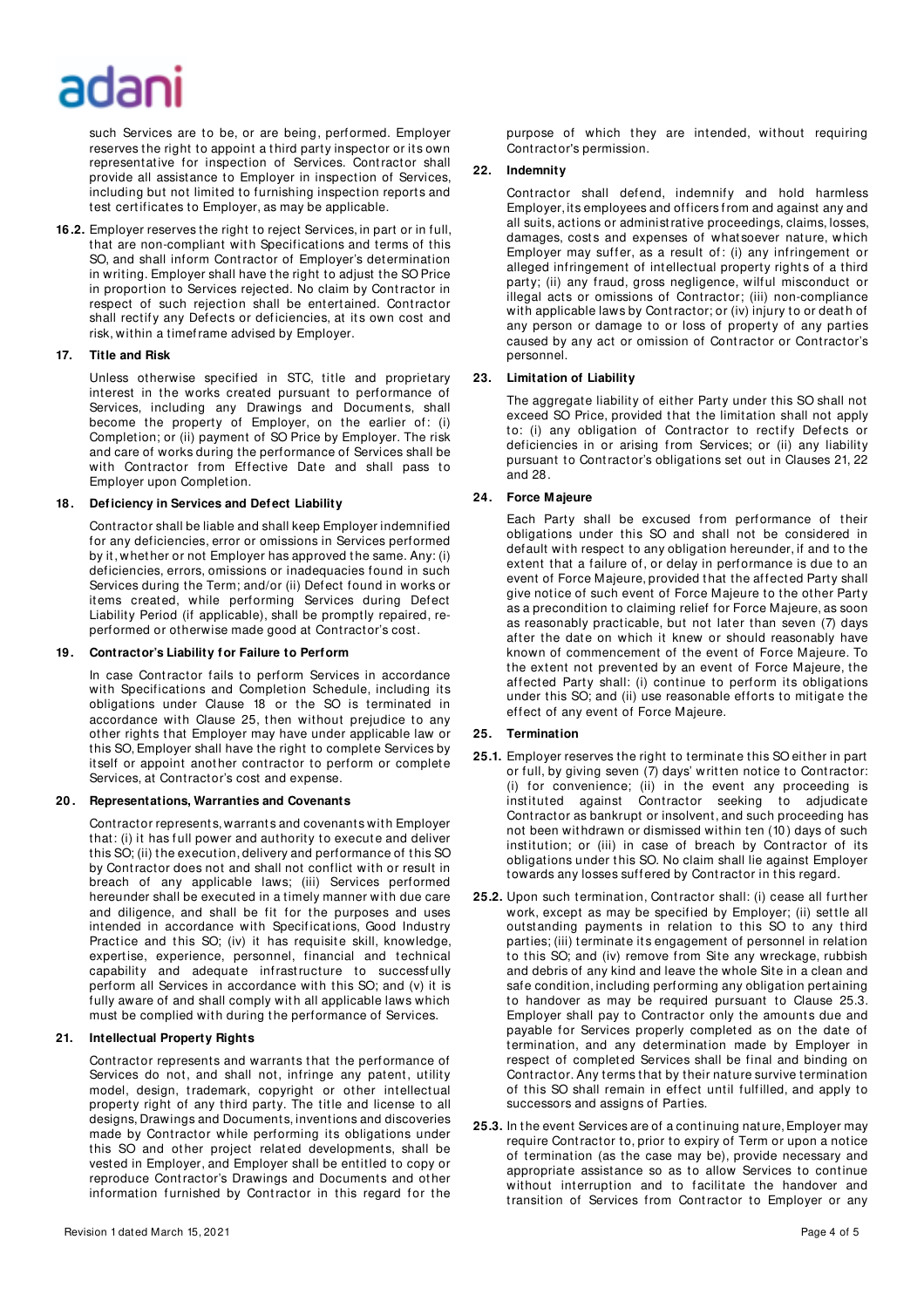such Services are to be, or are being, performed. Employer reserves the right to appoint a third party inspector or its own representative for inspection of Services. Contractor shall provide all assistance to Employer in inspection of Services, including but not limited to furnishing inspection reports and test certificates to Employer, as may be applicable.

**16.2.** Employer reserves the right to reject Services, in part or in full, that are non-compliant with Specifications and terms of this SO, and shall inform Contractor of Employer's determination in writing. Employer shall have the right to adjust the SO Price in proportion to Services rejected. No claim by Contractor in respect of such rejection shall be entertained. Contractor shall rectify any Defects or deficiencies, at its own cost and risk, within a timeframe advised by Employer.

## 17. Title and Risk

Unless otherwise specified in STC, title and proprietary interest in the works created pursuant to performance of Services, including any Drawings and Documents, shall become the property of Employer, on the earlier of: (i) Completion; or (ii) payment of SO Price by Employer. The risk and care of works during the performance of Services shall be with Contractor from Effective Date and shall pass to Employer upon Completion.

## 18. Deficiency in Services and Defect Liability

Contractor shall be liable and shall keep Employer indemnified for any deficiencies, error or omissions in Services performed by it, whether or not Employer has approved the same. Any: (i) deficiencies, errors, omissions or inadequacies found in such Services during the Term; and/or (ii) Defect found in works or items created, while performing Services during Defect Liability Period (if applicable), shall be promptly repaired, re-performed or otherwise made good at Contractor's cost.

## 19. Contractor's Liability for Failure to Perform

In case Contractor fails to perform Services in accordance with Specifications and Completion Schedule, including its obligations under Clause 18 or the SO is terminated in accordance with Clause 25, then without prejudice to any other rights that Employer may have under applicable law or this SO, Employer shall have the right to complete Services by itself or appoint another contractor to perform or complete Services, at Contractor's cost and expense.

## 20. Representations, Warranties and Covenants

Contractor represents, warrants and covenants with Employer that: (i) it has full power and authority to execute and deliver this SO; (ii) the execution, delivery and performance of this SO by Contractor does not and shall not conflict with or result in breach of any applicable laws; (iii) Services performed hereunder shall be executed in a timely manner with due care and diligence, and shall be fit for the purposes and uses intended in accordance with Specifications, Good Industry Practice and this SO; (iv) it has requisite skill, knowledge, expertise, experience, personnel, financial and technical capability and adequate infrastructure to successfully perform all Services in accordance with this SO; and (v) it is fully aware of and shall comply with all applicable laws which must be complied with during the performance of Services.

## 21. Intellectual Property Rights

Contractor represents and warrants that the performance of Services do not, and shall not, infringe any patent, utility model, design, trademark, copyright or other intellectual property right of any third party. The title and license to all designs, Drawings and Documents, inventions and discoveries made by Contractor while performing its obligations under this SO and other project related developments, shall be vested in Employer, and Employer shall be entitled to copy or reproduce Contractor's Drawings and Documents and other information furnished by Contractor in this regard for the purpose of which they are intended, without requiring Contractor's permission.

## 22. Indemnity

Contractor shall defend, indemnify and hold harmless Employer, its employees and officers from and against any and all suits, actions or administrative proceedings, claims, losses, damages, costs and expenses of whatsoever nature, which Employer may suffer, as a result of: (i) any infringement or alleged infringement of intellectual property rights of a third party; (ii) any fraud, gross negligence, wilful misconduct or illegal acts or omissions of Contractor; (iii) non-compliance with applicable laws by Contractor; or (iv) injury to or death of any person or damage to or loss of property of any parties caused by any act or omission of Contractor or Contractor's personnel.

## 23. Limitation of Liability

The aggregate liability of either Party under this SO shall not exceed SO Price, provided that the limitation shall not apply to: (i) any obligation of Contractor to rectify Defects or deficiencies in or arising from Services; or (ii) any liability pursuant to Contractor's obligations set out in Clauses 21, 22 and 28.

## 24. Force Majeure

Each Party shall be excused from performance of their obligations under this SO and shall not be considered in default with respect to any obligation hereunder, if and to the extent that a failure of, or delay in performance is due to an event of Force Majeure, provided that the affected Party shall give notice of such event of Force Majeure to the other Party as a precondition to claiming relief for Force Majeure, as soon as reasonably practicable, but not later than seven (7) days after the date on which it knew or should reasonably have known of commencement of the event of Force Majeure. To the extent not prevented by an event of Force Majeure, the affected Party shall: (i) continue to perform its obligations under this SO; and (ii) use reasonable efforts to mitigate the effect of any event of Force Majeure.

## 25. Termination

**25.1.** Employer reserves the right to terminate this SO either in part or in full, by giving seven (7) days' written notice to Contractor: (i) for convenience; (ii) in the event any proceeding is instituted against Contractor seeking to adjudicate Contractor as bankrupt or insolvent, and such proceeding has not been withdrawn or dismissed within ten (10) days of such institution; or (iii) in case of breach by Contractor of its obligations under this SO. No claim shall lie against Employer towards any losses suffered by Contractor in this regard.

**25.2.** Upon such termination, Contractor shall: (i) cease all further work, except as may be specified by Employer; (ii) settle all outstanding payments in relation to this SO to any third parties; (iii) terminate its engagement of personnel in relation to this SO; and (iv) remove from Site any wreckage, rubbish and debris of any kind and leave the whole Site in a clean and safe condition, including performing any obligation pertaining to handover as may be required pursuant to Clause 25.3. Employer shall pay to Contractor only the amounts due and payable for Services properly completed as on the date of termination, and any determination made by Employer in respect of completed Services shall be final and binding on Contractor. Any terms that by their nature survive termination of this SO shall remain in effect until fulfilled, and apply to successors and assigns of Parties.

**25.3.** In the event Services are of a continuing nature, Employer may require Contractor to, prior to expiry of Term or upon a notice of termination (as the case may be), provide necessary and appropriate assistance so as to allow Services to continue without interruption and to facilitate the handover and transition of Services from Contractor to Employer or any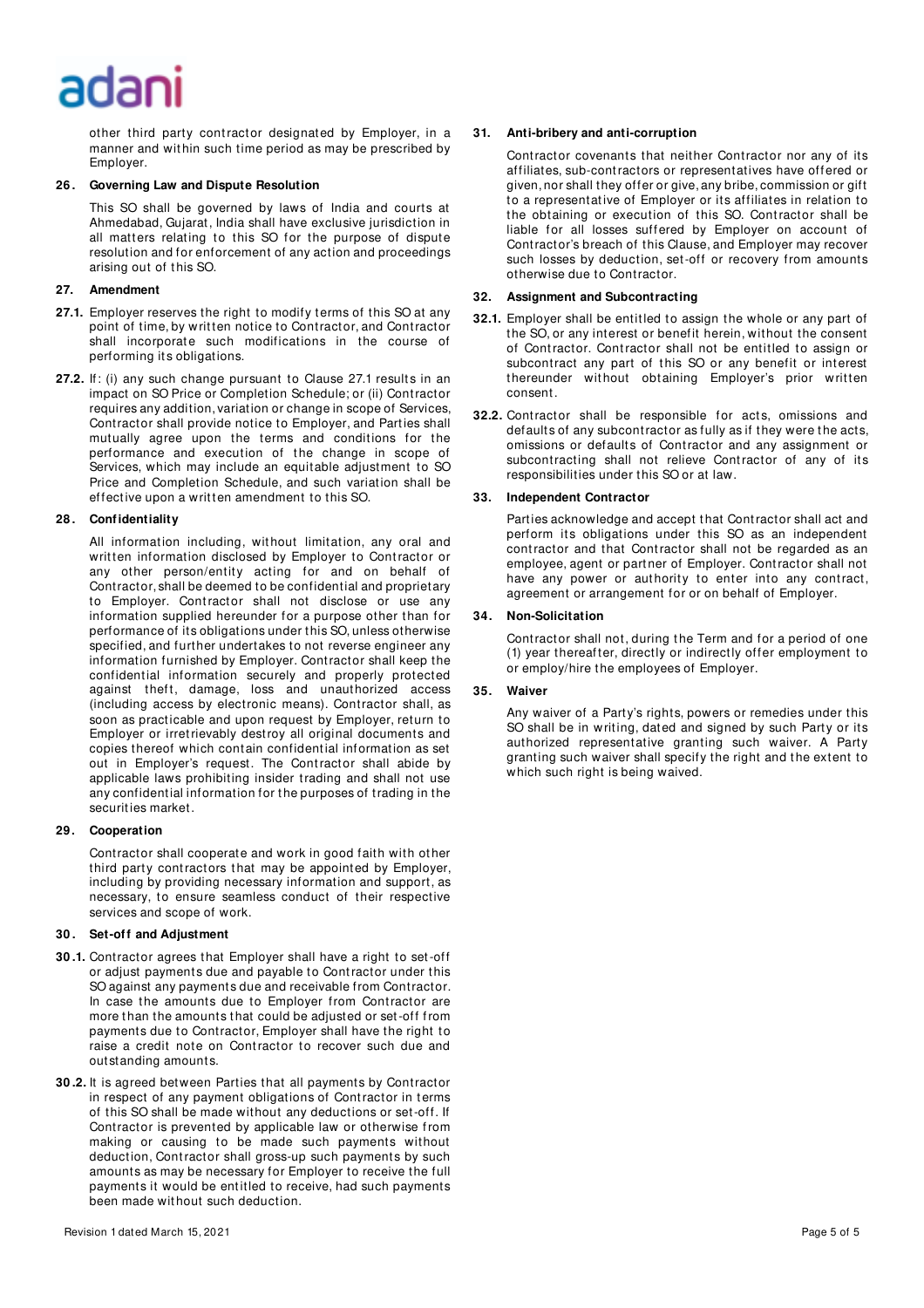other third party contractor designated by Employer, in a manner and within such time period as may be prescribed by Employer.

## 26. Governing Law and Dispute Resolution

This SO shall be governed by laws of India and courts at Ahmedabad, Gujarat, India shall have exclusive jurisdiction in all matters relating to this SO for the purpose of dispute resolution and for enforcement of any action and proceedings arising out of this SO.

## 27. Amendment

**27.1.** Employer reserves the right to modify terms of this SO at any point of time, by written notice to Contractor, and Contractor shall incorporate such modifications in the course of performing its obligations.

**27.2.** If: (i) any such change pursuant to Clause 27.1 results in an impact on SO Price or Completion Schedule; or (ii) Contractor requires any addition, variation or change in scope of Services, Contractor shall provide notice to Employer, and Parties shall mutually agree upon the terms and conditions for the performance and execution of the change in scope of Services, which may include an equitable adjustment to SO Price and Completion Schedule, and such variation shall be effective upon a written amendment to this SO.

## 28. Confidentiality

All information including, without limitation, any oral and written information disclosed by Employer to Contractor or any other person/entity acting for and on behalf of Contractor, shall be deemed to be confidential and proprietary to Employer. Contractor shall not disclose or use any information supplied hereunder for a purpose other than for performance of its obligations under this SO, unless otherwise specified, and further undertakes to not reverse engineer any information furnished by Employer. Contractor shall keep the confidential information securely and properly protected against theft, damage, loss and unauthorized access (including access by electronic means). Contractor shall, as soon as practicable and upon request by Employer, return to Employer or irretrievably destroy all original documents and copies thereof which contain confidential information as set out in Employer's request. The Contractor shall abide by applicable laws prohibiting insider trading and shall not use any confidential information for the purposes of trading in the securities market.

## 29. Cooperation

Contractor shall cooperate and work in good faith with other third party contractors that may be appointed by Employer, including by providing necessary information and support, as necessary, to ensure seamless conduct of their respective services and scope of work.

## 30. Set-off and Adjustment

**30.1.** Contractor agrees that Employer shall have a right to set-off or adjust payments due and payable to Contractor under this SO against any payments due and receivable from Contractor. In case the amounts due to Employer from Contractor are more than the amounts that could be adjusted or set-off from payments due to Contractor, Employer shall have the right to raise a credit note on Contractor to recover such due and outstanding amounts.

**30.2.** It is agreed between Parties that all payments by Contractor in respect of any payment obligations of Contractor in terms of this SO shall be made without any deductions or set-off. If Contractor is prevented by applicable law or otherwise from making or causing to be made such payments without deduction, Contractor shall gross-up such payments by such amounts as may be necessary for Employer to receive the full payments it would be entitled to receive, had such payments been made without such deduction.

## 31. Anti-bribery and anti-corruption

Contractor covenants that neither Contractor nor any of its affiliates, sub-contractors or representatives have offered or given, nor shall they offer or give, any bribe, commission or gift to a representative of Employer or its affiliates in relation to the obtaining or execution of this SO. Contractor shall be liable for all losses suffered by Employer on account of Contractor's breach of this Clause, and Employer may recover such losses by deduction, set-off or recovery from amounts otherwise due to Contractor.

## 32. Assignment and Subcontracting

**32.1.** Employer shall be entitled to assign the whole or any part of the SO, or any interest or benefit herein, without the consent of Contractor. Contractor shall not be entitled to assign or subcontract any part of this SO or any benefit or interest thereunder without obtaining Employer's prior written consent.

**32.2.** Contractor shall be responsible for acts, omissions and defaults of any subcontractor as fully as if they were the acts, omissions or defaults of Contractor and any assignment or subcontracting shall not relieve Contractor of any of its responsibilities under this SO or at law.

## 33. Independent Contractor

Parties acknowledge and accept that Contractor shall act and perform its obligations under this SO as an independent contractor and that Contractor shall not be regarded as an employee, agent or partner of Employer. Contractor shall not have any power or authority to enter into any contract, agreement or arrangement for or on behalf of Employer.

## 34. Non-Solicitation

Contractor shall not, during the Term and for a period of one (1) year thereafter, directly or indirectly offer employment to or employ/hire the employees of Employer.

## 35. Waiver

Any waiver of a Party's rights, powers or remedies under this SO shall be in writing, dated and signed by such Party or its authorized representative granting such waiver. A Party granting such waiver shall specify the right and the extent to which such right is being waived.

Revision 1 dated March 15, 2021